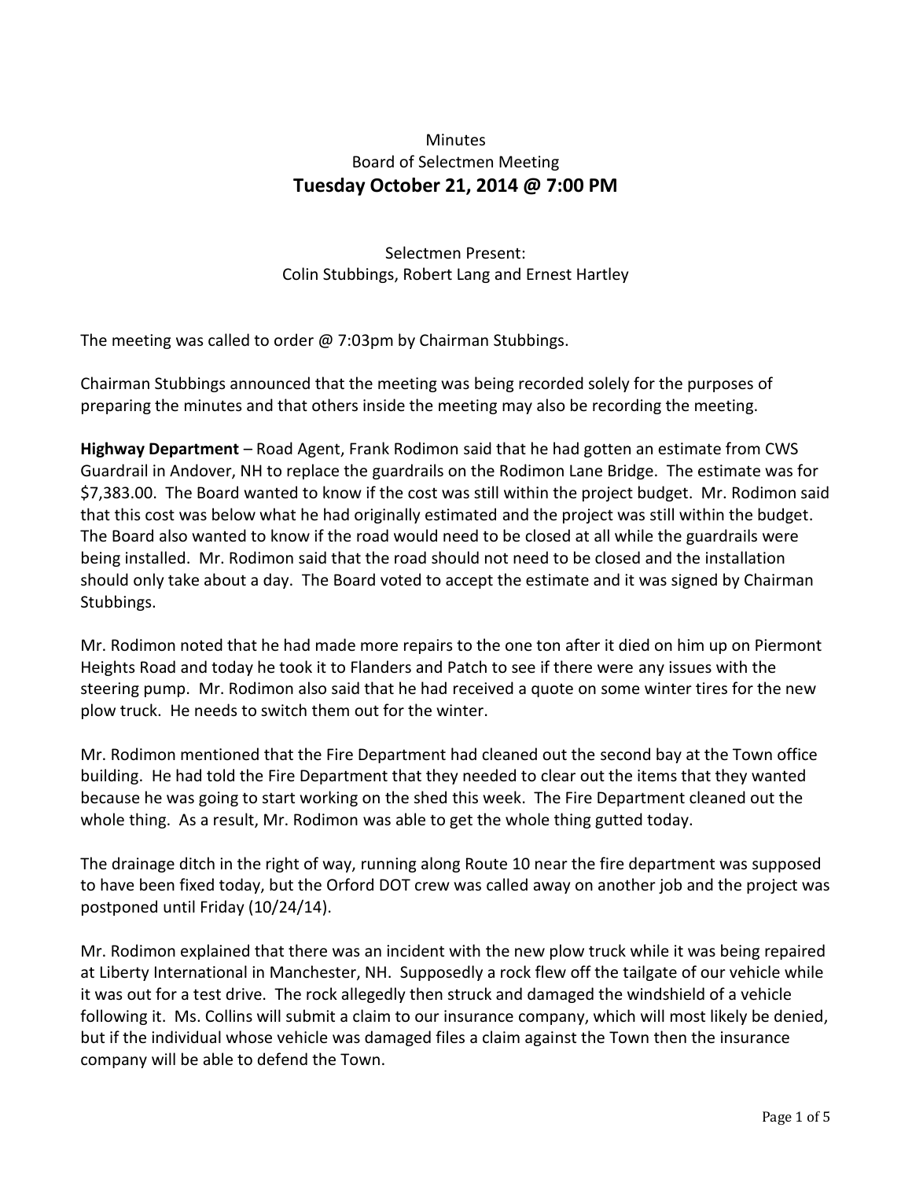Minutes

Board of Selectmen Meeting

**Tuesday October 21, 2014 @ 7:00 PM**

Selectmen Present:
Colin Stubbings, Robert Lang and Ernest Hartley

The meeting was called to order @ 7:03pm by Chairman Stubbings.

Chairman Stubbings announced that the meeting was being recorded solely for the purposes of preparing the minutes and that others inside the meeting may also be recording the meeting.

**Highway Department** – Road Agent, Frank Rodimon said that he had gotten an estimate from CWS Guardrail in Andover, NH to replace the guardrails on the Rodimon Lane Bridge. The estimate was for $7,383.00. The Board wanted to know if the cost was still within the project budget. Mr. Rodimon said that this cost was below what he had originally estimated and the project was still within the budget. The Board also wanted to know if the road would need to be closed at all while the guardrails were being installed. Mr. Rodimon said that the road should not need to be closed and the installation should only take about a day. The Board voted to accept the estimate and it was signed by Chairman Stubbings.

Mr. Rodimon noted that he had made more repairs to the one ton after it died on him up on Piermont Heights Road and today he took it to Flanders and Patch to see if there were any issues with the steering pump. Mr. Rodimon also said that he had received a quote on some winter tires for the new plow truck. He needs to switch them out for the winter.

Mr. Rodimon mentioned that the Fire Department had cleaned out the second bay at the Town office building. He had told the Fire Department that they needed to clear out the items that they wanted because he was going to start working on the shed this week. The Fire Department cleaned out the whole thing. As a result, Mr. Rodimon was able to get the whole thing gutted today.

The drainage ditch in the right of way, running along Route 10 near the fire department was supposed to have been fixed today, but the Orford DOT crew was called away on another job and the project was postponed until Friday (10/24/14).

Mr. Rodimon explained that there was an incident with the new plow truck while it was being repaired at Liberty International in Manchester, NH. Supposedly a rock flew off the tailgate of our vehicle while it was out for a test drive. The rock allegedly then struck and damaged the windshield of a vehicle following it. Ms. Collins will submit a claim to our insurance company, which will most likely be denied, but if the individual whose vehicle was damaged files a claim against the Town then the insurance company will be able to defend the Town.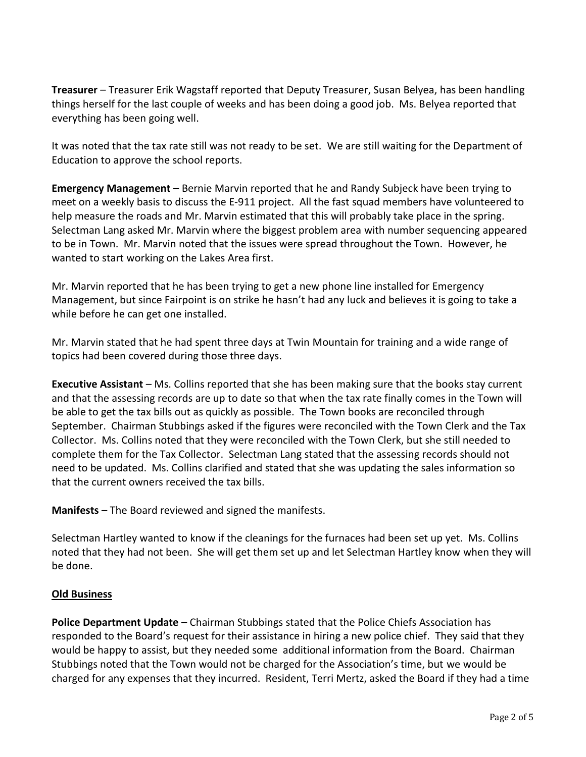**Treasurer** – Treasurer Erik Wagstaff reported that Deputy Treasurer, Susan Belyea, has been handling things herself for the last couple of weeks and has been doing a good job. Ms. Belyea reported that everything has been going well.

It was noted that the tax rate still was not ready to be set. We are still waiting for the Department of Education to approve the school reports.

**Emergency Management** – Bernie Marvin reported that he and Randy Subjeck have been trying to meet on a weekly basis to discuss the E-911 project. All the fast squad members have volunteered to help measure the roads and Mr. Marvin estimated that this will probably take place in the spring. Selectman Lang asked Mr. Marvin where the biggest problem area with number sequencing appeared to be in Town. Mr. Marvin noted that the issues were spread throughout the Town. However, he wanted to start working on the Lakes Area first.

Mr. Marvin reported that he has been trying to get a new phone line installed for Emergency Management, but since Fairpoint is on strike he hasn't had any luck and believes it is going to take a while before he can get one installed.

Mr. Marvin stated that he had spent three days at Twin Mountain for training and a wide range of topics had been covered during those three days.

**Executive Assistant** – Ms. Collins reported that she has been making sure that the books stay current and that the assessing records are up to date so that when the tax rate finally comes in the Town will be able to get the tax bills out as quickly as possible. The Town books are reconciled through September. Chairman Stubbings asked if the figures were reconciled with the Town Clerk and the Tax Collector. Ms. Collins noted that they were reconciled with the Town Clerk, but she still needed to complete them for the Tax Collector. Selectman Lang stated that the assessing records should not need to be updated. Ms. Collins clarified and stated that she was updating the sales information so that the current owners received the tax bills.

**Manifests** – The Board reviewed and signed the manifests.

Selectman Hartley wanted to know if the cleanings for the furnaces had been set up yet. Ms. Collins noted that they had not been. She will get them set up and let Selectman Hartley know when they will be done.

## Old Business

**Police Department Update** – Chairman Stubbings stated that the Police Chiefs Association has responded to the Board's request for their assistance in hiring a new police chief. They said that they would be happy to assist, but they needed some additional information from the Board. Chairman Stubbings noted that the Town would not be charged for the Association's time, but we would be charged for any expenses that they incurred. Resident, Terri Mertz, asked the Board if they had a time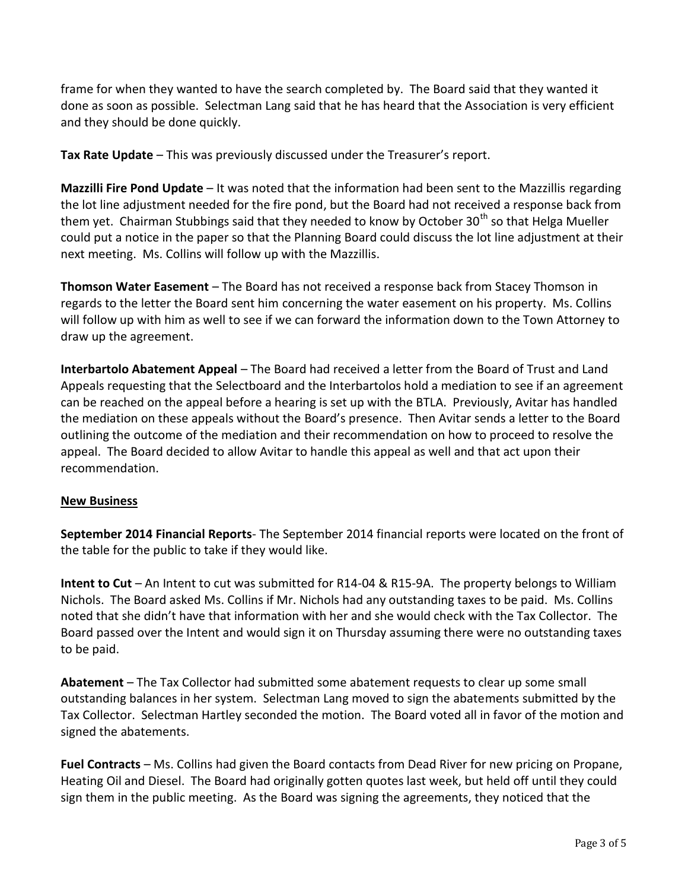frame for when they wanted to have the search completed by. The Board said that they wanted it done as soon as possible. Selectman Lang said that he has heard that the Association is very efficient and they should be done quickly.

**Tax Rate Update** – This was previously discussed under the Treasurer's report.

**Mazzilli Fire Pond Update** – It was noted that the information had been sent to the Mazzillis regarding the lot line adjustment needed for the fire pond, but the Board had not received a response back from them yet. Chairman Stubbings said that they needed to know by October 30th so that Helga Mueller could put a notice in the paper so that the Planning Board could discuss the lot line adjustment at their next meeting. Ms. Collins will follow up with the Mazzillis.

**Thomson Water Easement** – The Board has not received a response back from Stacey Thomson in regards to the letter the Board sent him concerning the water easement on his property. Ms. Collins will follow up with him as well to see if we can forward the information down to the Town Attorney to draw up the agreement.

**Interbartolo Abatement Appeal** – The Board had received a letter from the Board of Trust and Land Appeals requesting that the Selectboard and the Interbartolos hold a mediation to see if an agreement can be reached on the appeal before a hearing is set up with the BTLA. Previously, Avitar has handled the mediation on these appeals without the Board's presence. Then Avitar sends a letter to the Board outlining the outcome of the mediation and their recommendation on how to proceed to resolve the appeal. The Board decided to allow Avitar to handle this appeal as well and that act upon their recommendation.

## New Business

**September 2014 Financial Reports**- The September 2014 financial reports were located on the front of the table for the public to take if they would like.

**Intent to Cut** – An Intent to cut was submitted for R14-04 & R15-9A. The property belongs to William Nichols. The Board asked Ms. Collins if Mr. Nichols had any outstanding taxes to be paid. Ms. Collins noted that she didn't have that information with her and she would check with the Tax Collector. The Board passed over the Intent and would sign it on Thursday assuming there were no outstanding taxes to be paid.

**Abatement** – The Tax Collector had submitted some abatement requests to clear up some small outstanding balances in her system. Selectman Lang moved to sign the abatements submitted by the Tax Collector. Selectman Hartley seconded the motion. The Board voted all in favor of the motion and signed the abatements.

**Fuel Contracts** – Ms. Collins had given the Board contacts from Dead River for new pricing on Propane, Heating Oil and Diesel. The Board had originally gotten quotes last week, but held off until they could sign them in the public meeting. As the Board was signing the agreements, they noticed that the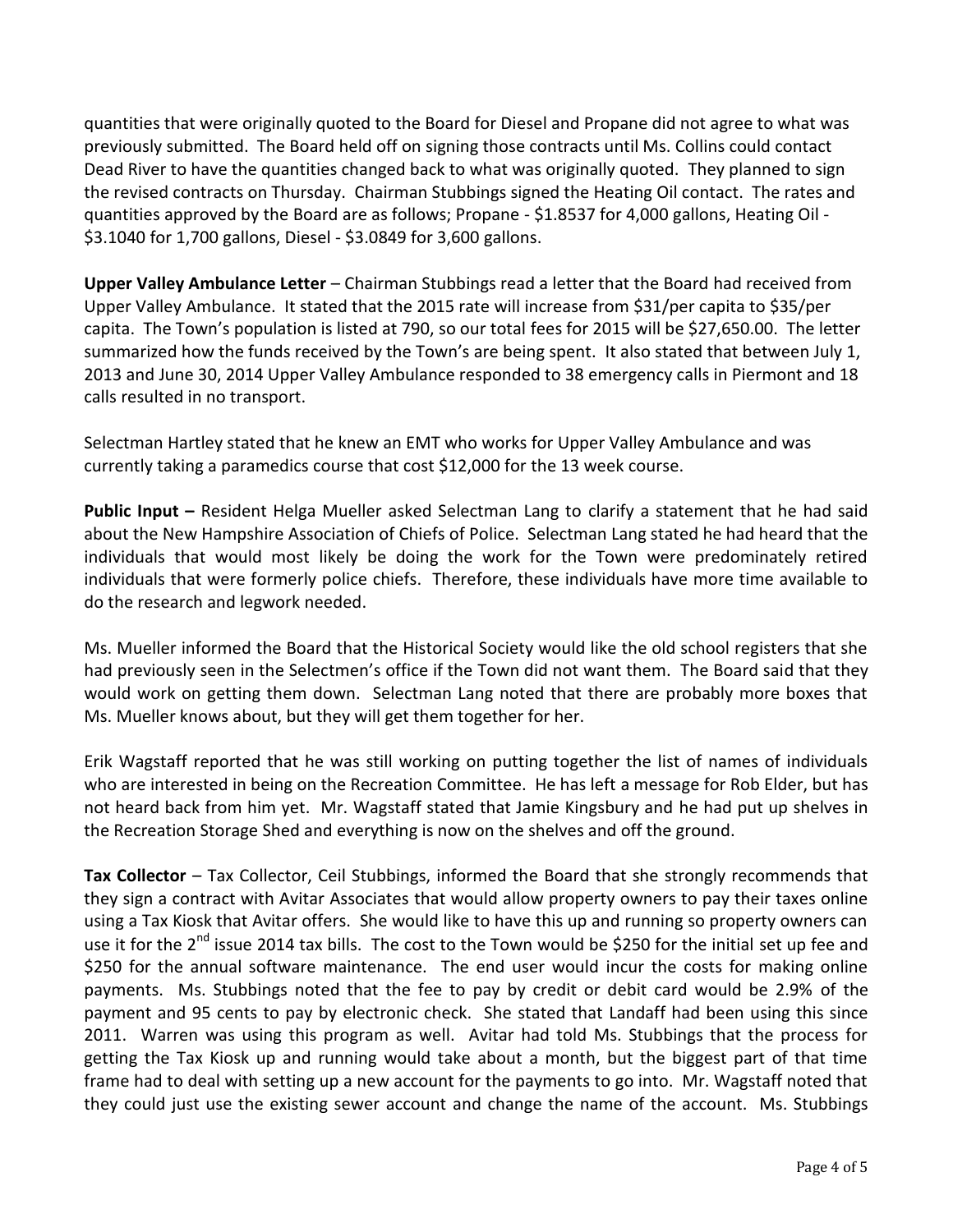quantities that were originally quoted to the Board for Diesel and Propane did not agree to what was previously submitted. The Board held off on signing those contracts until Ms. Collins could contact Dead River to have the quantities changed back to what was originally quoted. They planned to sign the revised contracts on Thursday. Chairman Stubbings signed the Heating Oil contact. The rates and quantities approved by the Board are as follows; Propane - $1.8537 for 4,000 gallons, Heating Oil - $3.1040 for 1,700 gallons, Diesel - $3.0849 for 3,600 gallons.

**Upper Valley Ambulance Letter** – Chairman Stubbings read a letter that the Board had received from Upper Valley Ambulance. It stated that the 2015 rate will increase from $31/per capita to $35/per capita. The Town's population is listed at 790, so our total fees for 2015 will be $27,650.00. The letter summarized how the funds received by the Town's are being spent. It also stated that between July 1, 2013 and June 30, 2014 Upper Valley Ambulance responded to 38 emergency calls in Piermont and 18 calls resulted in no transport.

Selectman Hartley stated that he knew an EMT who works for Upper Valley Ambulance and was currently taking a paramedics course that cost $12,000 for the 13 week course.

**Public Input –** Resident Helga Mueller asked Selectman Lang to clarify a statement that he had said about the New Hampshire Association of Chiefs of Police. Selectman Lang stated he had heard that the individuals that would most likely be doing the work for the Town were predominately retired individuals that were formerly police chiefs. Therefore, these individuals have more time available to do the research and legwork needed.

Ms. Mueller informed the Board that the Historical Society would like the old school registers that she had previously seen in the Selectmen's office if the Town did not want them. The Board said that they would work on getting them down. Selectman Lang noted that there are probably more boxes that Ms. Mueller knows about, but they will get them together for her.

Erik Wagstaff reported that he was still working on putting together the list of names of individuals who are interested in being on the Recreation Committee. He has left a message for Rob Elder, but has not heard back from him yet. Mr. Wagstaff stated that Jamie Kingsbury and he had put up shelves in the Recreation Storage Shed and everything is now on the shelves and off the ground.

**Tax Collector** – Tax Collector, Ceil Stubbings, informed the Board that she strongly recommends that they sign a contract with Avitar Associates that would allow property owners to pay their taxes online using a Tax Kiosk that Avitar offers. She would like to have this up and running so property owners can use it for the 2nd issue 2014 tax bills. The cost to the Town would be $250 for the initial set up fee and $250 for the annual software maintenance. The end user would incur the costs for making online payments. Ms. Stubbings noted that the fee to pay by credit or debit card would be 2.9% of the payment and 95 cents to pay by electronic check. She stated that Landaff had been using this since 2011. Warren was using this program as well. Avitar had told Ms. Stubbings that the process for getting the Tax Kiosk up and running would take about a month, but the biggest part of that time frame had to deal with setting up a new account for the payments to go into. Mr. Wagstaff noted that they could just use the existing sewer account and change the name of the account. Ms. Stubbings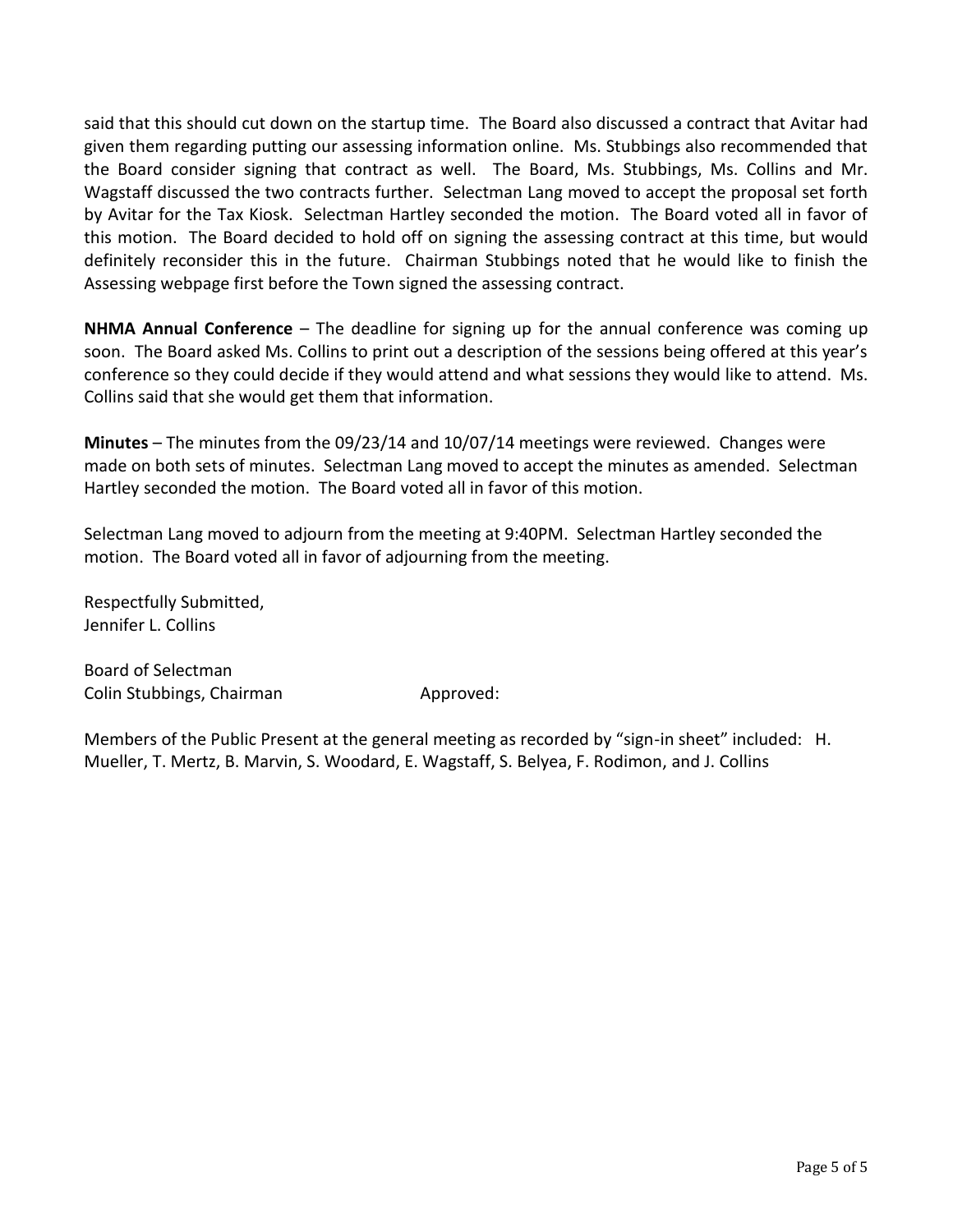said that this should cut down on the startup time. The Board also discussed a contract that Avitar had given them regarding putting our assessing information online. Ms. Stubbings also recommended that the Board consider signing that contract as well. The Board, Ms. Stubbings, Ms. Collins and Mr. Wagstaff discussed the two contracts further. Selectman Lang moved to accept the proposal set forth by Avitar for the Tax Kiosk. Selectman Hartley seconded the motion. The Board voted all in favor of this motion. The Board decided to hold off on signing the assessing contract at this time, but would definitely reconsider this in the future. Chairman Stubbings noted that he would like to finish the Assessing webpage first before the Town signed the assessing contract.

**NHMA Annual Conference** – The deadline for signing up for the annual conference was coming up soon. The Board asked Ms. Collins to print out a description of the sessions being offered at this year's conference so they could decide if they would attend and what sessions they would like to attend. Ms. Collins said that she would get them that information.

**Minutes** – The minutes from the 09/23/14 and 10/07/14 meetings were reviewed. Changes were made on both sets of minutes. Selectman Lang moved to accept the minutes as amended. Selectman Hartley seconded the motion. The Board voted all in favor of this motion.

Selectman Lang moved to adjourn from the meeting at 9:40PM. Selectman Hartley seconded the motion. The Board voted all in favor of adjourning from the meeting.

Respectfully Submitted,
Jennifer L. Collins

Board of Selectman
Colin Stubbings, Chairman Approved:

Members of the Public Present at the general meeting as recorded by "sign-in sheet" included: H. Mueller, T. Mertz, B. Marvin, S. Woodard, E. Wagstaff, S. Belyea, F. Rodimon, and J. Collins